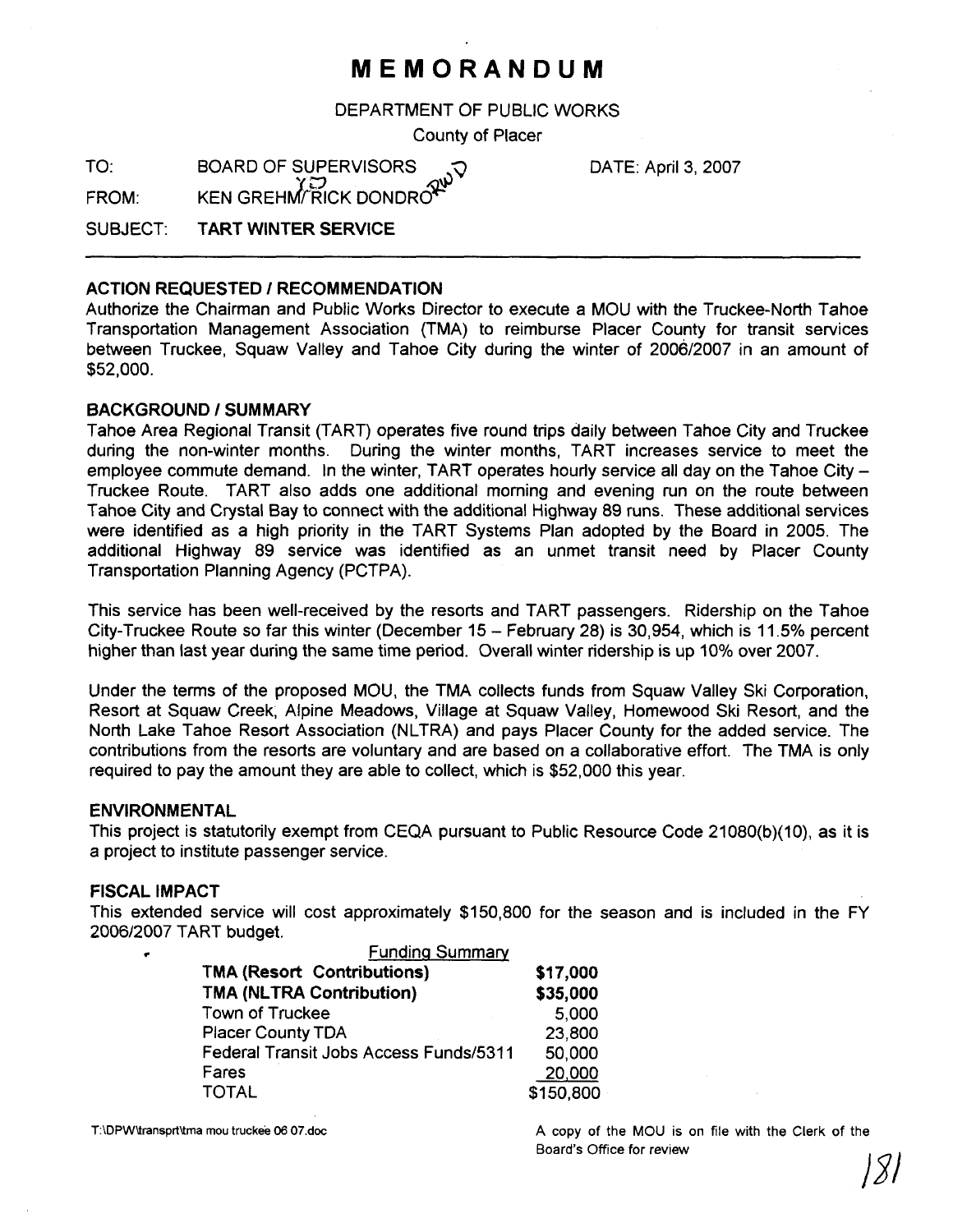// MEMORANDUM

DEPARTMENT OF PUBLIC WORKS

County of Placer

TO: BOARD OF SUPERVISORS

DATE: April 3, 2007

FROM: KEN GREHM/RICK DONDRO

SUBJECT: **TART WINTER SERVICE**

---

**ACTION REQUESTED / RECOMMENDATION**

Authorize the Chairman and Public Works Director to execute a MOU with the Truckee-North Tahoe Transportation Management Association (TMA) to reimburse Placer County for transit services between Truckee, Squaw Valley and Tahoe City during the winter of 2006/2007 in an amount of $52,000.

**BACKGROUND / SUMMARY**

Tahoe Area Regional Transit (TART) operates five round trips daily between Tahoe City and Truckee during the non-winter months. During the winter months, TART increases service to meet the employee commute demand. In the winter, TART operates hourly service all day on the Tahoe City – Truckee Route. TART also adds one additional morning and evening run on the route between Tahoe City and Crystal Bay to connect with the additional Highway 89 runs. These additional services were identified as a high priority in the TART Systems Plan adopted by the Board in 2005. The additional Highway 89 service was identified as an unmet transit need by Placer County Transportation Planning Agency (PCTPA).

This service has been well-received by the resorts and TART passengers. Ridership on the Tahoe City-Truckee Route so far this winter (December 15 – February 28) is 30,954, which is 11.5% percent higher than last year during the same time period. Overall winter ridership is up 10% over 2007.

Under the terms of the proposed MOU, the TMA collects funds from Squaw Valley Ski Corporation, Resort at Squaw Creek, Alpine Meadows, Village at Squaw Valley, Homewood Ski Resort, and the North Lake Tahoe Resort Association (NLTRA) and pays Placer County for the added service. The contributions from the resorts are voluntary and are based on a collaborative effort. The TMA is only required to pay the amount they are able to collect, which is $52,000 this year.

**ENVIRONMENTAL**

This project is statutorily exempt from CEQA pursuant to Public Resource Code 21080(b)(10), as it is a project to institute passenger service.

**FISCAL IMPACT**

This extended service will cost approximately $150,800 for the season and is included in the FY 2006/2007 TART budget.

| Funding Summary | |
|---|---|
| **TMA (Resort Contributions)** | **$17,000** |
| **TMA (NLTRA Contribution)** | **$35,000** |
| Town of Truckee | 5,000 |
| Placer County TDA | 23,800 |
| Federal Transit Jobs Access Funds/5311 | 50,000 |
| Fares | 20,000 |
| TOTAL | $150,800 |

T:\DPW\transprt\tma mou truckee 06 07.doc

A copy of the MOU is on file with the Clerk of the Board's Office for review